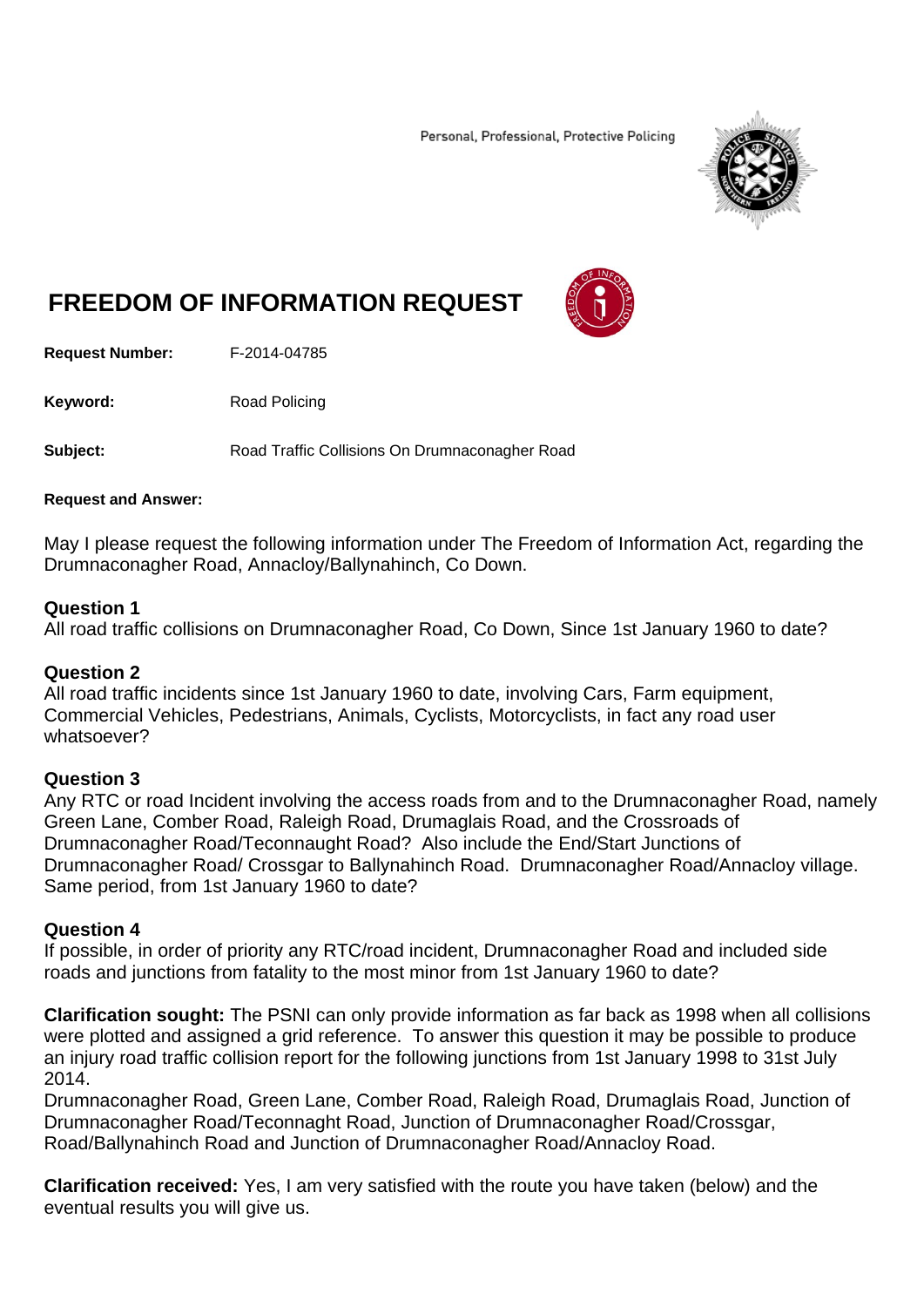Personal, Professional, Protective Policing

# FREEDOM OF INFORMATION REQUEST

**Request Number:** F-2014-04785

**Keyword:** Road Policing

**Subject:** Road Traffic Collisions On Drumnaconagher Road

**Request and Answer:**

May I please request the following information under The Freedom of Information Act, regarding the Drumnaconagher Road, Annacloy/Ballynahinch, Co Down.

**Question 1**
All road traffic collisions on Drumnaconagher Road, Co Down, Since 1st January 1960 to date?

**Question 2**
All road traffic incidents since 1st January 1960 to date, involving Cars, Farm equipment, Commercial Vehicles, Pedestrians, Animals, Cyclists, Motorcyclists, in fact any road user whatsoever?

**Question 3**
Any RTC or road Incident involving the access roads from and to the Drumnaconagher Road, namely Green Lane, Comber Road, Raleigh Road, Drumaglais Road, and the Crossroads of Drumnaconagher Road/Teconnaught Road? Also include the End/Start Junctions of Drumnaconagher Road/ Crossgar to Ballynahinch Road. Drumnaconagher Road/Annacloy village. Same period, from 1st January 1960 to date?

**Question 4**
If possible, in order of priority any RTC/road incident, Drumnaconagher Road and included side roads and junctions from fatality to the most minor from 1st January 1960 to date?

**Clarification sought:** The PSNI can only provide information as far back as 1998 when all collisions were plotted and assigned a grid reference. To answer this question it may be possible to produce an injury road traffic collision report for the following junctions from 1st January 1998 to 31st July 2014.
Drumnaconagher Road, Green Lane, Comber Road, Raleigh Road, Drumaglais Road, Junction of Drumnaconagher Road/Teconnaght Road, Junction of Drumnaconagher Road/Crossgar, Road/Ballynahinch Road and Junction of Drumnaconagher Road/Annacloy Road.

**Clarification received:** Yes, I am very satisfied with the route you have taken (below) and the eventual results you will give us.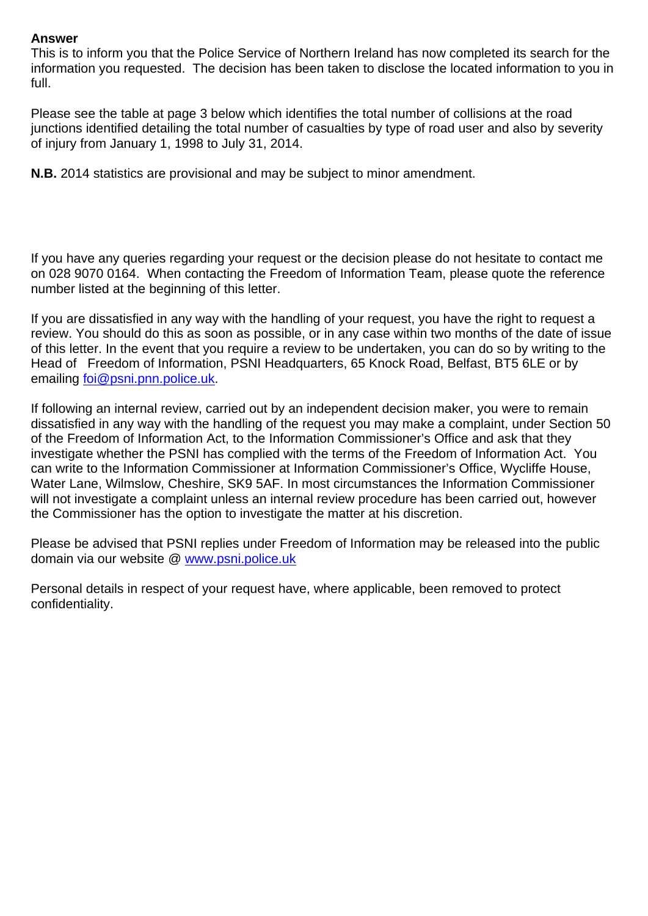**Answer**

This is to inform you that the Police Service of Northern Ireland has now completed its search for the information you requested. The decision has been taken to disclose the located information to you in full.

Please see the table at page 3 below which identifies the total number of collisions at the road junctions identified detailing the total number of casualties by type of road user and also by severity of injury from January 1, 1998 to July 31, 2014.

**N.B.** 2014 statistics are provisional and may be subject to minor amendment.

If you have any queries regarding your request or the decision please do not hesitate to contact me on 028 9070 0164. When contacting the Freedom of Information Team, please quote the reference number listed at the beginning of this letter.

If you are dissatisfied in any way with the handling of your request, you have the right to request a review. You should do this as soon as possible, or in any case within two months of the date of issue of this letter. In the event that you require a review to be undertaken, you can do so by writing to the Head of Freedom of Information, PSNI Headquarters, 65 Knock Road, Belfast, BT5 6LE or by emailing foi@psni.pnn.police.uk.

If following an internal review, carried out by an independent decision maker, you were to remain dissatisfied in any way with the handling of the request you may make a complaint, under Section 50 of the Freedom of Information Act, to the Information Commissioner's Office and ask that they investigate whether the PSNI has complied with the terms of the Freedom of Information Act. You can write to the Information Commissioner at Information Commissioner's Office, Wycliffe House, Water Lane, Wilmslow, Cheshire, SK9 5AF. In most circumstances the Information Commissioner will not investigate a complaint unless an internal review procedure has been carried out, however the Commissioner has the option to investigate the matter at his discretion.

Please be advised that PSNI replies under Freedom of Information may be released into the public domain via our website @ www.psni.police.uk

Personal details in respect of your request have, where applicable, been removed to protect confidentiality.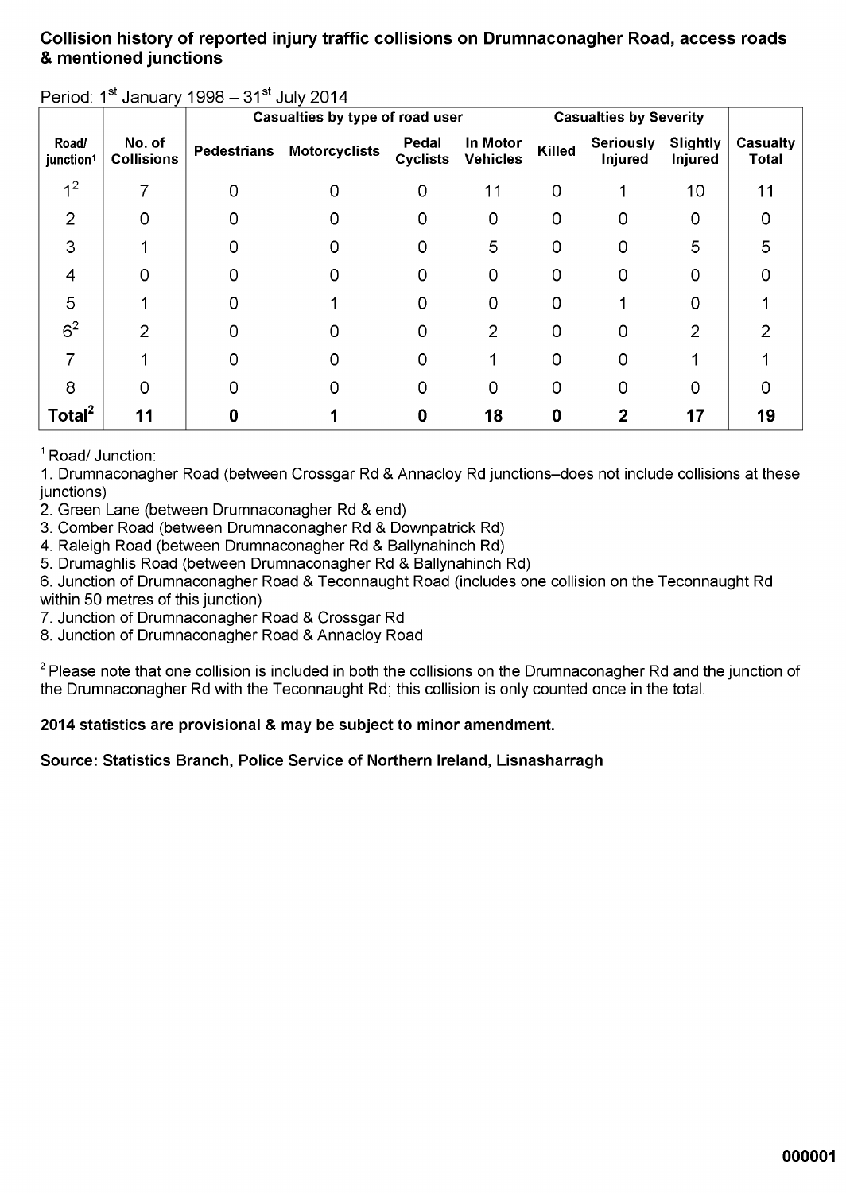**Collision history of reported injury traffic collisions on Drumnaconagher Road, access roads & mentioned junctions**

Period: 1st January 1998 – 31st July 2014

| | | Casualties by type of road user | | | | Casualties by Severity | | | |
|---|---|---|---|---|---|---|---|---|---|
| Road/ junction[1] | No. of Collisions | Pedestrians | Motorcyclists | Pedal Cyclists | In Motor Vehicles | Killed | Seriously Injured | Slightly Injured | Casualty Total |
| 1[2] | 7 | 0 | 0 | 0 | 11 | 0 | 1 | 10 | 11 |
| 2 | 0 | 0 | 0 | 0 | 0 | 0 | 0 | 0 | 0 |
| 3 | 1 | 0 | 0 | 0 | 5 | 0 | 0 | 5 | 5 |
| 4 | 0 | 0 | 0 | 0 | 0 | 0 | 0 | 0 | 0 |
| 5 | 1 | 0 | 1 | 0 | 0 | 0 | 1 | 0 | 1 |
| 6[2] | 2 | 0 | 0 | 0 | 2 | 0 | 0 | 2 | 2 |
| 7 | 1 | 0 | 0 | 0 | 1 | 0 | 0 | 1 | 1 |
| 8 | 0 | 0 | 0 | 0 | 0 | 0 | 0 | 0 | 0 |
| **Total[2]** | **11** | **0** | **1** | **0** | **18** | **0** | **2** | **17** | **19** |

[1] Road/ Junction:

1. Drumnaconagher Road (between Crossgar Rd & Annacloy Rd junctions–does not include collisions at these junctions)
2. Green Lane (between Drumnaconagher Rd & end)
3. Comber Road (between Drumnaconagher Rd & Downpatrick Rd)
4. Raleigh Road (between Drumnaconagher Rd & Ballynahinch Rd)
5. Drumaghlis Road (between Drumnaconagher Rd & Ballynahinch Rd)
6. Junction of Drumnaconagher Road & Teconnaught Road (includes one collision on the Teconnaught Rd within 50 metres of this junction)
7. Junction of Drumnaconagher Road & Crossgar Rd
8. Junction of Drumnaconagher Road & Annacloy Road

[2] Please note that one collision is included in both the collisions on the Drumnaconagher Rd and the junction of the Drumnaconagher Rd with the Teconnaught Rd; this collision is only counted once in the total.

**2014 statistics are provisional & may be subject to minor amendment.**

**Source: Statistics Branch, Police Service of Northern Ireland, Lisnasharragh**

**000001**